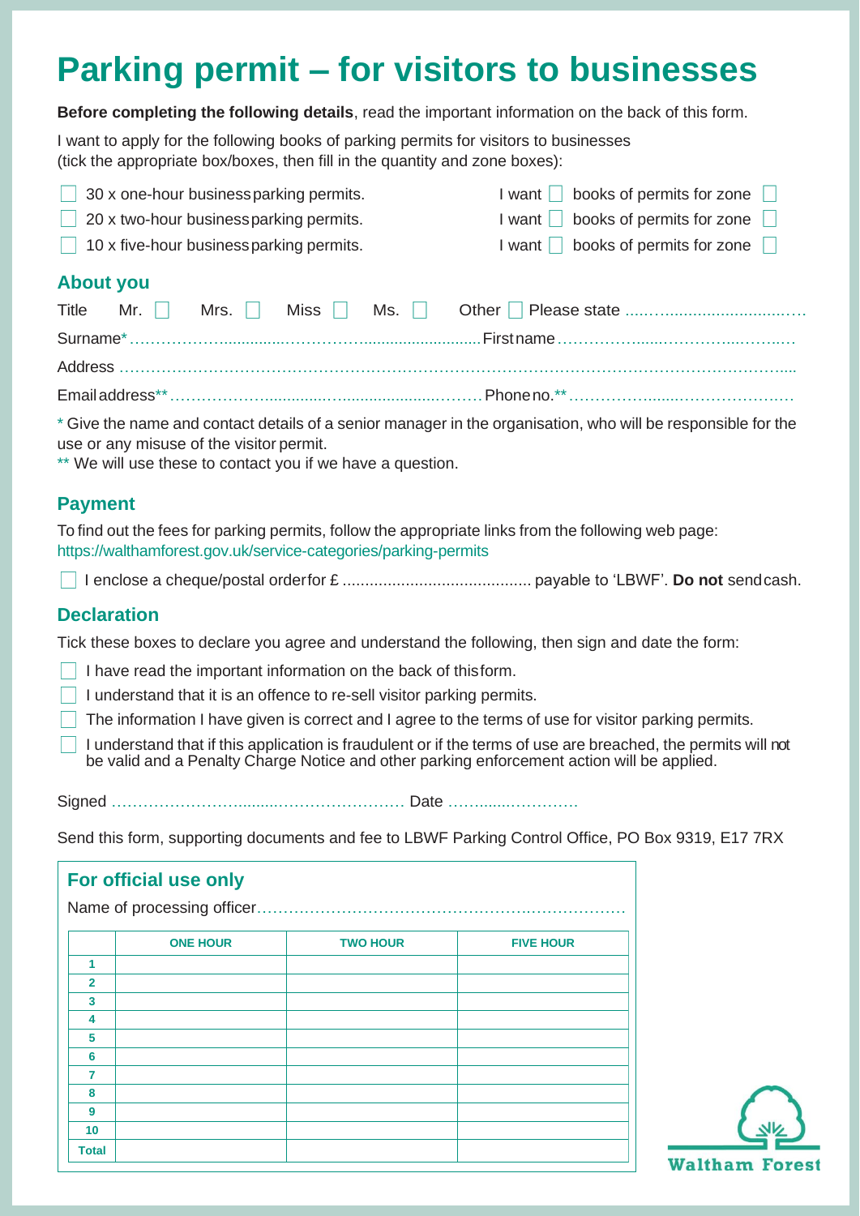# Parking permit – for visitors to businesses

**Before completing the following details**, read the important information on the back of this form.

I want to apply for the following books of parking permits for visitors to businesses (tick the appropriate box/boxes, then fill in the quantity and zone boxes):

- ☐ 30 x one-hour business parking permits. I want ☐ books of permits for zone ☐
- ☐ 20 x two-hour business parking permits. I want ☐ books of permits for zone ☐
- ☐ 10 x five-hour business parking permits. I want ☐ books of permits for zone ☐

## About you

Title Mr. ☐ Mrs. ☐ Miss ☐ Ms. ☐ Other ☐ Please state ..........................................

Surname* .......................................... First name ..........................................

Address ..........................................

Email address** .......................................... Phone no.** ..........................................

\* Give the name and contact details of a senior manager in the organisation, who will be responsible for the use or any misuse of the visitor permit.

** We will use these to contact you if we have a question.

## Payment

To find out the fees for parking permits, follow the appropriate links from the following web page: https://walthamforest.gov.uk/service-categories/parking-permits

☐ I enclose a cheque/postal order for £ .......................................... payable to 'LBWF'. **Do not** send cash.

## Declaration

Tick these boxes to declare you agree and understand the following, then sign and date the form:

- ☐ I have read the important information on the back of this form.
- ☐ I understand that it is an offence to re-sell visitor parking permits.
- ☐ The information I have given is correct and I agree to the terms of use for visitor parking permits.
- ☐ I understand that if this application is fraudulent or if the terms of use are breached, the permits will not be valid and a Penalty Charge Notice and other parking enforcement action will be applied.

Signed .......................................... Date ..........................

Send this form, supporting documents and fee to LBWF Parking Control Office, PO Box 9319, E17 7RX

### For official use only

Name of processing officer..........................................

| | ONE HOUR | TWO HOUR | FIVE HOUR |
|---|---|---|---|
| 1 | | | |
| 2 | | | |
| 3 | | | |
| 4 | | | |
| 5 | | | |
| 6 | | | |
| 7 | | | |
| 8 | | | |
| 9 | | | |
| 10 | | | |
| Total | | | |

Waltham Forest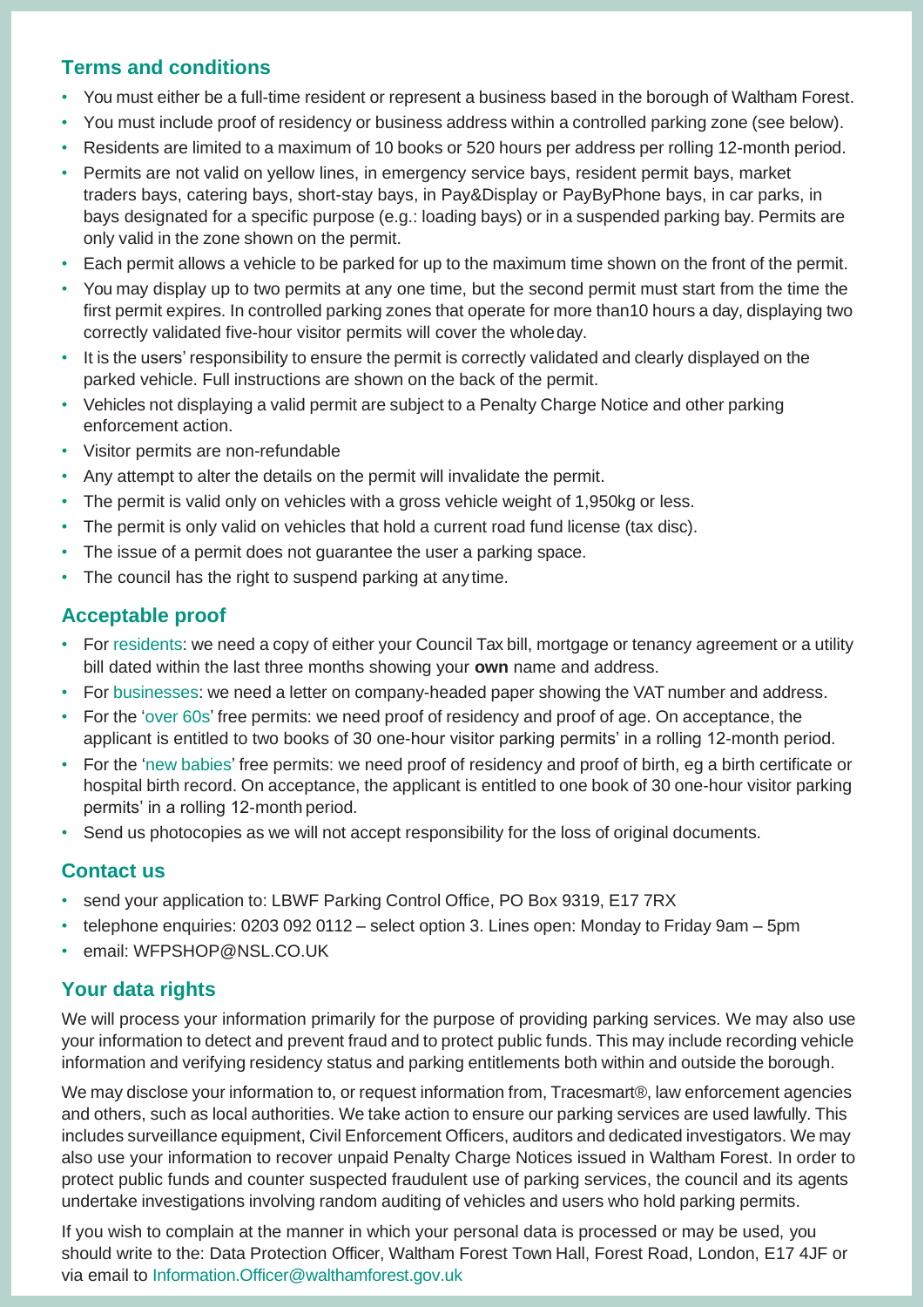## Terms and conditions

- You must either be a full-time resident or represent a business based in the borough of Waltham Forest.
- You must include proof of residency or business address within a controlled parking zone (see below).
- Residents are limited to a maximum of 10 books or 520 hours per address per rolling 12-month period.
- Permits are not valid on yellow lines, in emergency service bays, resident permit bays, market traders bays, catering bays, short-stay bays, in Pay&Display or PayByPhone bays, in car parks, in bays designated for a specific purpose (e.g.: loading bays) or in a suspended parking bay. Permits are only valid in the zone shown on the permit.
- Each permit allows a vehicle to be parked for up to the maximum time shown on the front of the permit.
- You may display up to two permits at any one time, but the second permit must start from the time the first permit expires. In controlled parking zones that operate for more than10 hours a day, displaying two correctly validated five-hour visitor permits will cover the whole day.
- It is the users' responsibility to ensure the permit is correctly validated and clearly displayed on the parked vehicle. Full instructions are shown on the back of the permit.
- Vehicles not displaying a valid permit are subject to a Penalty Charge Notice and other parking enforcement action.
- Visitor permits are non-refundable
- Any attempt to alter the details on the permit will invalidate the permit.
- The permit is valid only on vehicles with a gross vehicle weight of 1,950kg or less.
- The permit is only valid on vehicles that hold a current road fund license (tax disc).
- The issue of a permit does not guarantee the user a parking space.
- The council has the right to suspend parking at any time.

## Acceptable proof

- For residents: we need a copy of either your Council Tax bill, mortgage or tenancy agreement or a utility bill dated within the last three months showing your **own** name and address.
- For businesses: we need a letter on company-headed paper showing the VAT number and address.
- For the 'over 60s' free permits: we need proof of residency and proof of age. On acceptance, the applicant is entitled to two books of 30 one-hour visitor parking permits' in a rolling 12-month period.
- For the 'new babies' free permits: we need proof of residency and proof of birth, eg a birth certificate or hospital birth record. On acceptance, the applicant is entitled to one book of 30 one-hour visitor parking permits' in a rolling 12-month period.
- Send us photocopies as we will not accept responsibility for the loss of original documents.

## Contact us

- send your application to: LBWF Parking Control Office, PO Box 9319, E17 7RX
- telephone enquiries: 0203 092 0112 – select option 3. Lines open: Monday to Friday 9am – 5pm
- email: WFPSHOP@NSL.CO.UK

## Your data rights

We will process your information primarily for the purpose of providing parking services. We may also use your information to detect and prevent fraud and to protect public funds. This may include recording vehicle information and verifying residency status and parking entitlements both within and outside the borough.

We may disclose your information to, or request information from, Tracesmart®, law enforcement agencies and others, such as local authorities. We take action to ensure our parking services are used lawfully. This includes surveillance equipment, Civil Enforcement Officers, auditors and dedicated investigators. We may also use your information to recover unpaid Penalty Charge Notices issued in Waltham Forest. In order to protect public funds and counter suspected fraudulent use of parking services, the council and its agents undertake investigations involving random auditing of vehicles and users who hold parking permits.

If you wish to complain at the manner in which your personal data is processed or may be used, you should write to the: Data Protection Officer, Waltham Forest Town Hall, Forest Road, London, E17 4JF or via email to Information.Officer@walthamforest.gov.uk